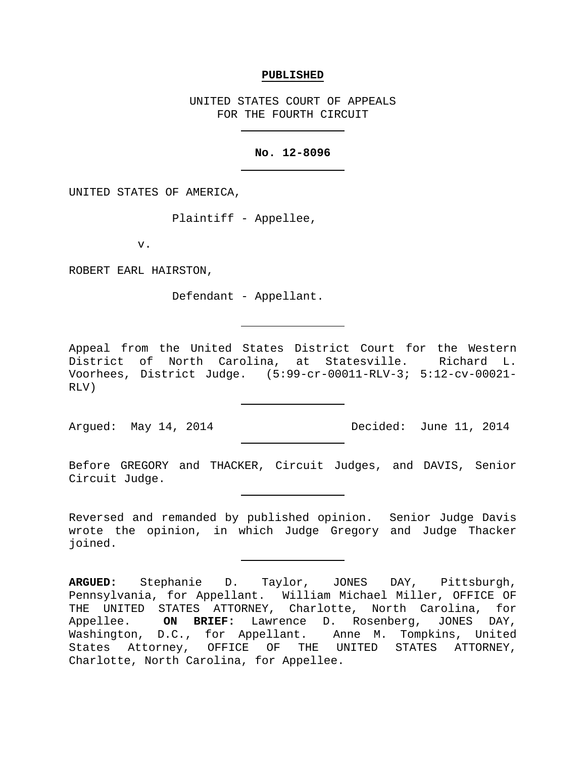**PUBLISHED**

UNITED STATES COURT OF APPEALS
FOR THE FOURTH CIRCUIT

---

**No. 12-8096**

---

UNITED STATES OF AMERICA,

Plaintiff - Appellee,

v.

ROBERT EARL HAIRSTON,

Defendant - Appellant.

---

Appeal from the United States District Court for the Western District of North Carolina, at Statesville. Richard L. Voorhees, District Judge. (5:99-cr-00011-RLV-3; 5:12-cv-00021-RLV)

---

Argued: May 14, 2014 Decided: June 11, 2014

---

Before GREGORY and THACKER, Circuit Judges, and DAVIS, Senior Circuit Judge.

---

Reversed and remanded by published opinion. Senior Judge Davis wrote the opinion, in which Judge Gregory and Judge Thacker joined.

---

**ARGUED:** Stephanie D. Taylor, JONES DAY, Pittsburgh, Pennsylvania, for Appellant. William Michael Miller, OFFICE OF THE UNITED STATES ATTORNEY, Charlotte, North Carolina, for Appellee. **ON BRIEF:** Lawrence D. Rosenberg, JONES DAY, Washington, D.C., for Appellant. Anne M. Tompkins, United States Attorney, OFFICE OF THE UNITED STATES ATTORNEY, Charlotte, North Carolina, for Appellee.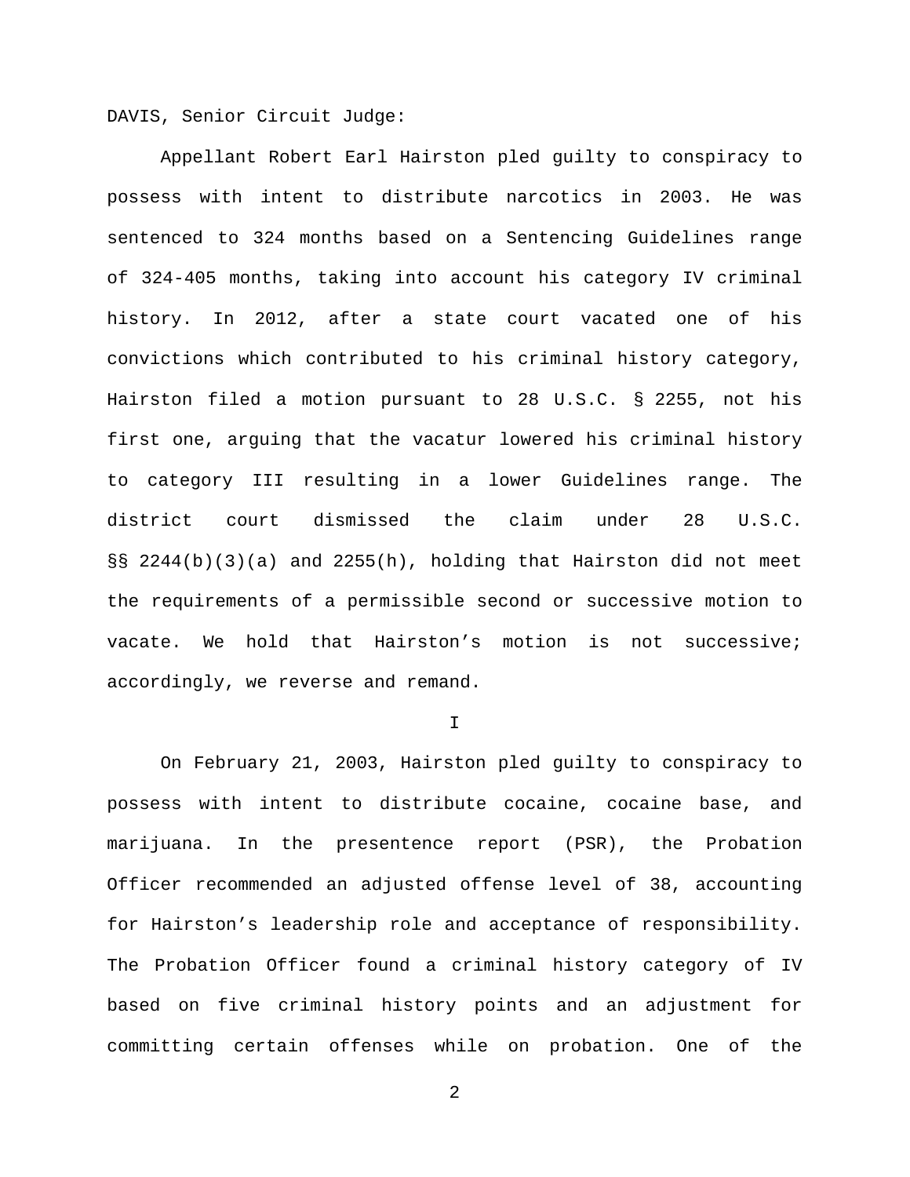DAVIS, Senior Circuit Judge:

Appellant Robert Earl Hairston pled guilty to conspiracy to possess with intent to distribute narcotics in 2003. He was sentenced to 324 months based on a Sentencing Guidelines range of 324-405 months, taking into account his category IV criminal history. In 2012, after a state court vacated one of his convictions which contributed to his criminal history category, Hairston filed a motion pursuant to 28 U.S.C. § 2255, not his first one, arguing that the vacatur lowered his criminal history to category III resulting in a lower Guidelines range. The district court dismissed the claim under 28 U.S.C. §§ 2244(b)(3)(a) and 2255(h), holding that Hairston did not meet the requirements of a permissible second or successive motion to vacate. We hold that Hairston's motion is not successive; accordingly, we reverse and remand.

I

On February 21, 2003, Hairston pled guilty to conspiracy to possess with intent to distribute cocaine, cocaine base, and marijuana. In the presentence report (PSR), the Probation Officer recommended an adjusted offense level of 38, accounting for Hairston's leadership role and acceptance of responsibility. The Probation Officer found a criminal history category of IV based on five criminal history points and an adjustment for committing certain offenses while on probation. One of the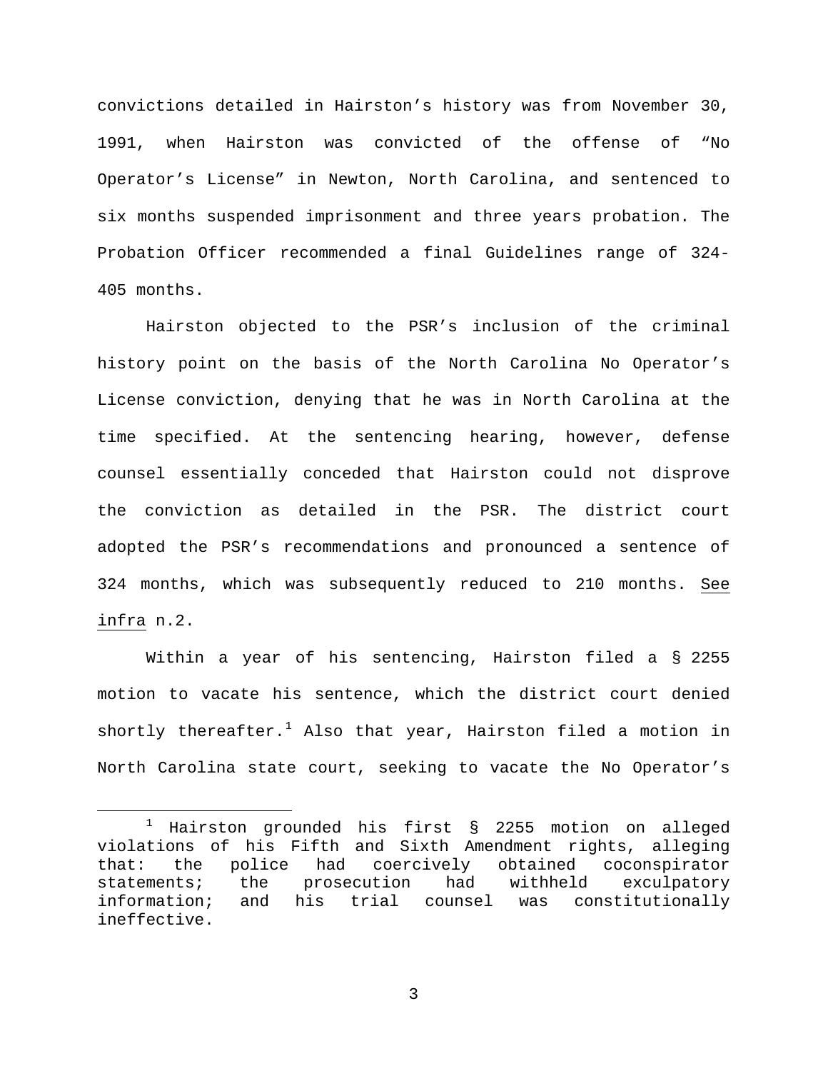convictions detailed in Hairston's history was from November 30, 1991, when Hairston was convicted of the offense of "No Operator's License" in Newton, North Carolina, and sentenced to six months suspended imprisonment and three years probation. The Probation Officer recommended a final Guidelines range of 324-405 months.

Hairston objected to the PSR's inclusion of the criminal history point on the basis of the North Carolina No Operator's License conviction, denying that he was in North Carolina at the time specified. At the sentencing hearing, however, defense counsel essentially conceded that Hairston could not disprove the conviction as detailed in the PSR. The district court adopted the PSR's recommendations and pronounced a sentence of 324 months, which was subsequently reduced to 210 months. See infra n.2.

Within a year of his sentencing, Hairston filed a § 2255 motion to vacate his sentence, which the district court denied shortly thereafter.[1] Also that year, Hairston filed a motion in North Carolina state court, seeking to vacate the No Operator's

[1] Hairston grounded his first § 2255 motion on alleged violations of his Fifth and Sixth Amendment rights, alleging that: the police had coercively obtained coconspirator statements; the prosecution had withheld exculpatory information; and his trial counsel was constitutionally ineffective.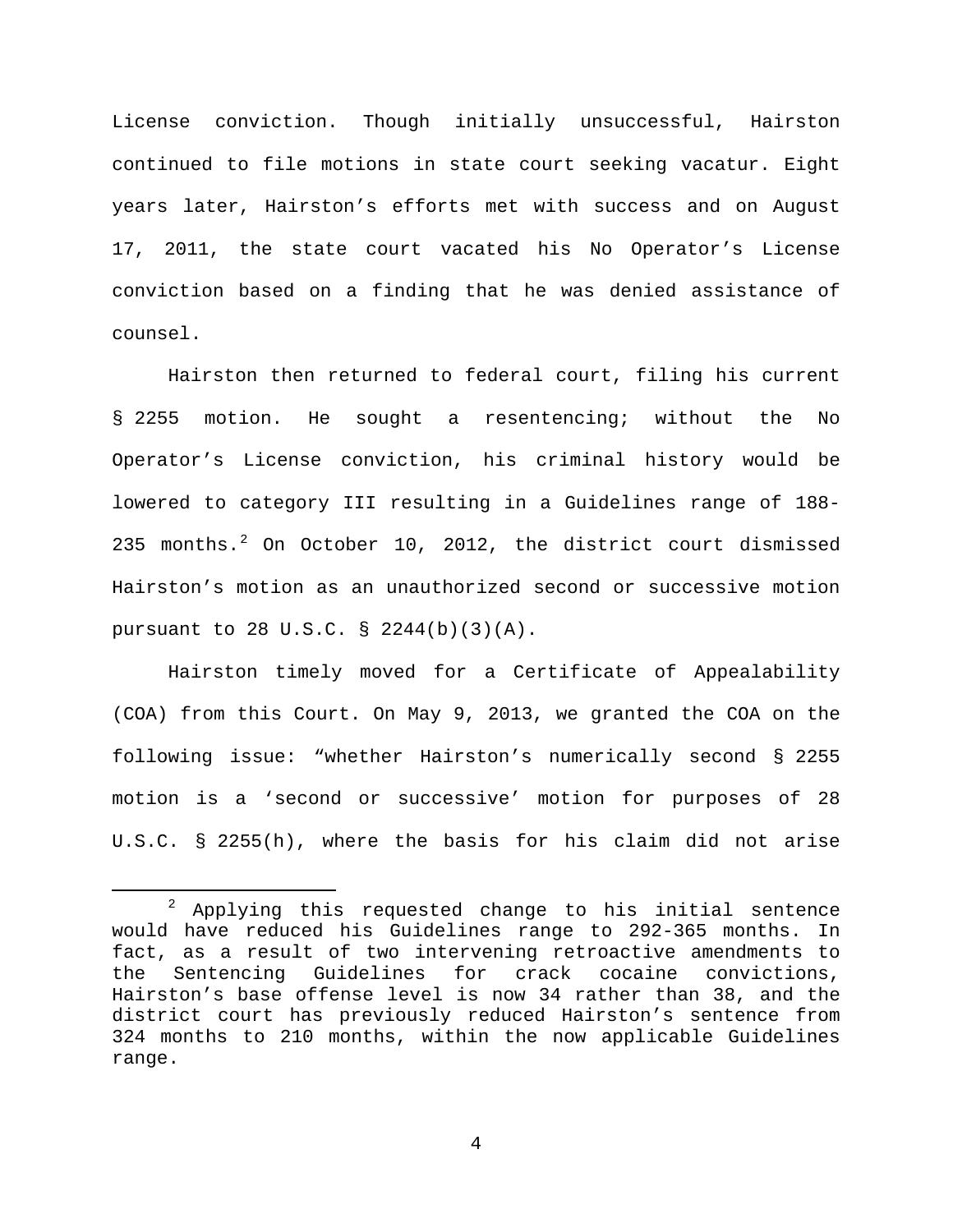License conviction. Though initially unsuccessful, Hairston continued to file motions in state court seeking vacatur. Eight years later, Hairston's efforts met with success and on August 17, 2011, the state court vacated his No Operator's License conviction based on a finding that he was denied assistance of counsel.

Hairston then returned to federal court, filing his current § 2255 motion. He sought a resentencing; without the No Operator's License conviction, his criminal history would be lowered to category III resulting in a Guidelines range of 188-235 months.[2] On October 10, 2012, the district court dismissed Hairston's motion as an unauthorized second or successive motion pursuant to 28 U.S.C. § 2244(b)(3)(A).

Hairston timely moved for a Certificate of Appealability (COA) from this Court. On May 9, 2013, we granted the COA on the following issue: "whether Hairston's numerically second § 2255 motion is a 'second or successive' motion for purposes of 28 U.S.C. § 2255(h), where the basis for his claim did not arise

---

[2] Applying this requested change to his initial sentence would have reduced his Guidelines range to 292-365 months. In fact, as a result of two intervening retroactive amendments to the Sentencing Guidelines for crack cocaine convictions, Hairston's base offense level is now 34 rather than 38, and the district court has previously reduced Hairston's sentence from 324 months to 210 months, within the now applicable Guidelines range.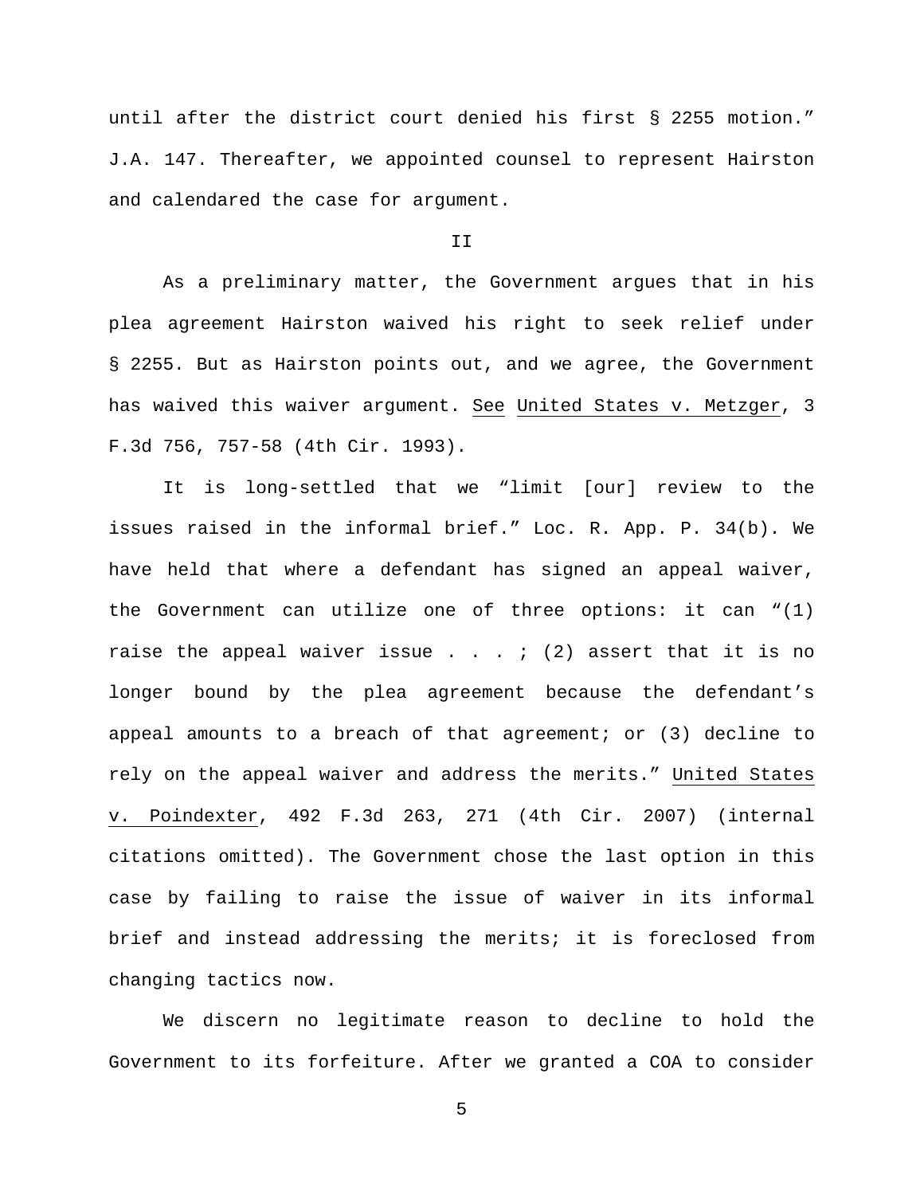until after the district court denied his first § 2255 motion." J.A. 147. Thereafter, we appointed counsel to represent Hairston and calendared the case for argument.

## II

As a preliminary matter, the Government argues that in his plea agreement Hairston waived his right to seek relief under § 2255. But as Hairston points out, and we agree, the Government has waived this waiver argument. See United States v. Metzger, 3 F.3d 756, 757-58 (4th Cir. 1993).

It is long-settled that we "limit [our] review to the issues raised in the informal brief." Loc. R. App. P. 34(b). We have held that where a defendant has signed an appeal waiver, the Government can utilize one of three options: it can "(1) raise the appeal waiver issue . . . ; (2) assert that it is no longer bound by the plea agreement because the defendant's appeal amounts to a breach of that agreement; or (3) decline to rely on the appeal waiver and address the merits." United States v. Poindexter, 492 F.3d 263, 271 (4th Cir. 2007) (internal citations omitted). The Government chose the last option in this case by failing to raise the issue of waiver in its informal brief and instead addressing the merits; it is foreclosed from changing tactics now.

We discern no legitimate reason to decline to hold the Government to its forfeiture. After we granted a COA to consider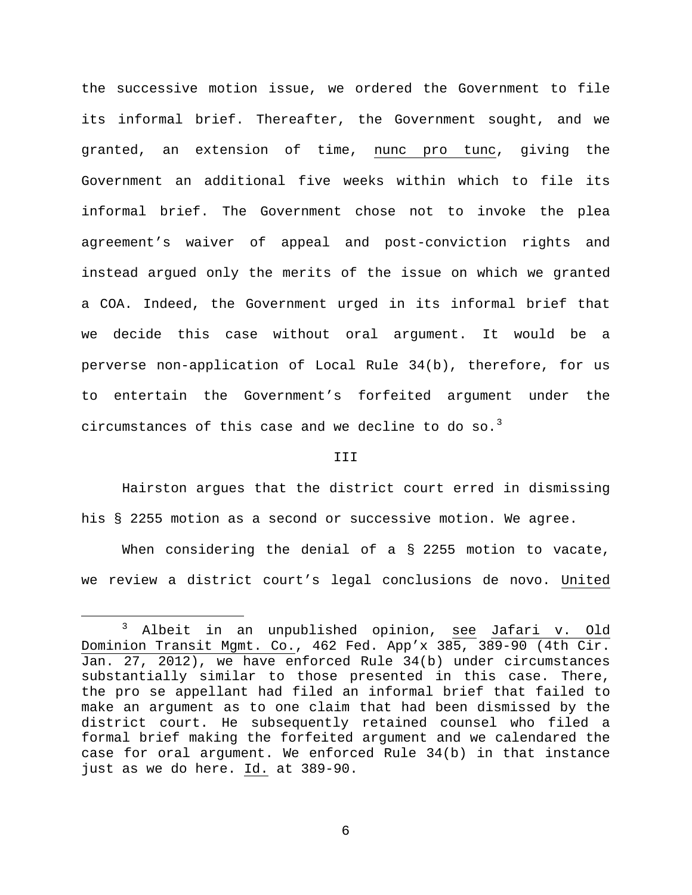the successive motion issue, we ordered the Government to file its informal brief. Thereafter, the Government sought, and we granted, an extension of time, nunc pro tunc, giving the Government an additional five weeks within which to file its informal brief. The Government chose not to invoke the plea agreement's waiver of appeal and post-conviction rights and instead argued only the merits of the issue on which we granted a COA. Indeed, the Government urged in its informal brief that we decide this case without oral argument. It would be a perverse non-application of Local Rule 34(b), therefore, for us to entertain the Government's forfeited argument under the circumstances of this case and we decline to do so.[3]

III

Hairston argues that the district court erred in dismissing his § 2255 motion as a second or successive motion. We agree.

When considering the denial of a § 2255 motion to vacate, we review a district court's legal conclusions de novo. United

[3] Albeit in an unpublished opinion, see Jafari v. Old Dominion Transit Mgmt. Co., 462 Fed. App'x 385, 389-90 (4th Cir. Jan. 27, 2012), we have enforced Rule 34(b) under circumstances substantially similar to those presented in this case. There, the pro se appellant had filed an informal brief that failed to make an argument as to one claim that had been dismissed by the district court. He subsequently retained counsel who filed a formal brief making the forfeited argument and we calendared the case for oral argument. We enforced Rule 34(b) in that instance just as we do here. Id. at 389-90.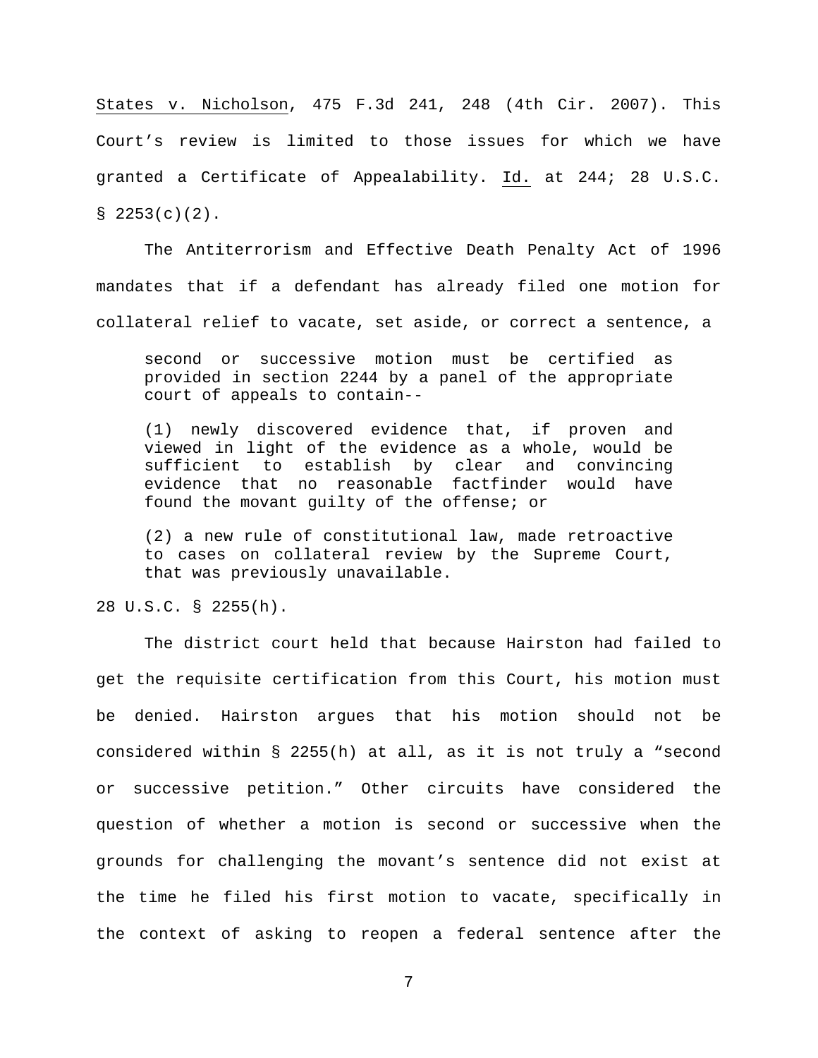States v. Nicholson, 475 F.3d 241, 248 (4th Cir. 2007). This Court's review is limited to those issues for which we have granted a Certificate of Appealability. Id. at 244; 28 U.S.C. § 2253(c)(2).

The Antiterrorism and Effective Death Penalty Act of 1996 mandates that if a defendant has already filed one motion for collateral relief to vacate, set aside, or correct a sentence, a

> second or successive motion must be certified as provided in section 2244 by a panel of the appropriate court of appeals to contain--
>
> (1) newly discovered evidence that, if proven and viewed in light of the evidence as a whole, would be sufficient to establish by clear and convincing evidence that no reasonable factfinder would have found the movant guilty of the offense; or
>
> (2) a new rule of constitutional law, made retroactive to cases on collateral review by the Supreme Court, that was previously unavailable.

28 U.S.C. § 2255(h).

The district court held that because Hairston had failed to get the requisite certification from this Court, his motion must be denied. Hairston argues that his motion should not be considered within § 2255(h) at all, as it is not truly a "second or successive petition." Other circuits have considered the question of whether a motion is second or successive when the grounds for challenging the movant's sentence did not exist at the time he filed his first motion to vacate, specifically in the context of asking to reopen a federal sentence after the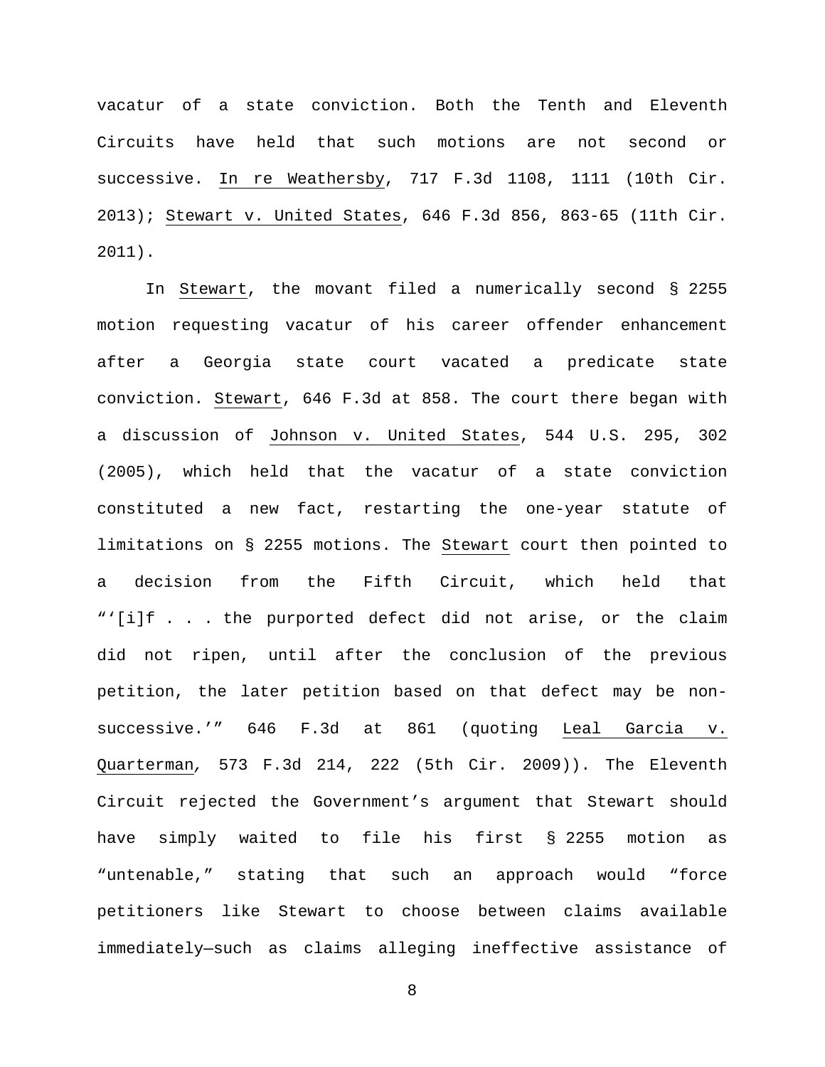vacatur of a state conviction. Both the Tenth and Eleventh Circuits have held that such motions are not second or successive. In re Weathersby, 717 F.3d 1108, 1111 (10th Cir. 2013); Stewart v. United States, 646 F.3d 856, 863-65 (11th Cir. 2011).

In Stewart, the movant filed a numerically second § 2255 motion requesting vacatur of his career offender enhancement after a Georgia state court vacated a predicate state conviction. Stewart, 646 F.3d at 858. The court there began with a discussion of Johnson v. United States, 544 U.S. 295, 302 (2005), which held that the vacatur of a state conviction constituted a new fact, restarting the one-year statute of limitations on § 2255 motions. The Stewart court then pointed to a decision from the Fifth Circuit, which held that "'[i]f . . . the purported defect did not arise, or the claim did not ripen, until after the conclusion of the previous petition, the later petition based on that defect may be non-successive.'" 646 F.3d at 861 (quoting Leal Garcia v. Quarterman, 573 F.3d 214, 222 (5th Cir. 2009)). The Eleventh Circuit rejected the Government's argument that Stewart should have simply waited to file his first § 2255 motion as "untenable," stating that such an approach would "force petitioners like Stewart to choose between claims available immediately—such as claims alleging ineffective assistance of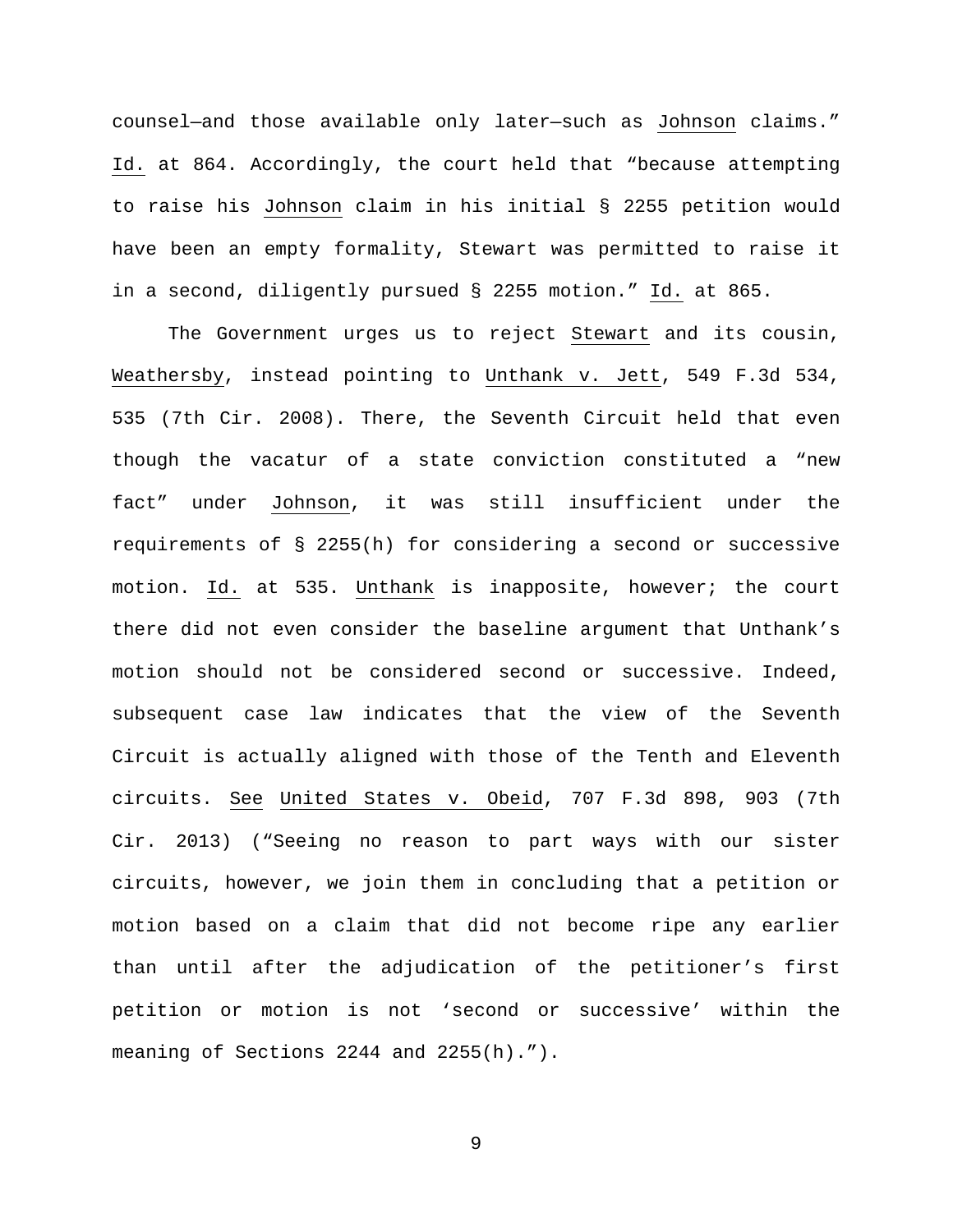counsel—and those available only later—such as _Johnson_ claims." _Id._ at 864. Accordingly, the court held that "because attempting to raise his _Johnson_ claim in his initial § 2255 petition would have been an empty formality, Stewart was permitted to raise it in a second, diligently pursued § 2255 motion." _Id._ at 865.

The Government urges us to reject _Stewart_ and its cousin, _Weathersby_, instead pointing to _Unthank v. Jett_, 549 F.3d 534, 535 (7th Cir. 2008). There, the Seventh Circuit held that even though the vacatur of a state conviction constituted a "new fact" under _Johnson_, it was still insufficient under the requirements of § 2255(h) for considering a second or successive motion. _Id._ at 535. _Unthank_ is inapposite, however; the court there did not even consider the baseline argument that Unthank's motion should not be considered second or successive. Indeed, subsequent case law indicates that the view of the Seventh Circuit is actually aligned with those of the Tenth and Eleventh circuits. _See_ _United States v. Obeid_, 707 F.3d 898, 903 (7th Cir. 2013) ("Seeing no reason to part ways with our sister circuits, however, we join them in concluding that a petition or motion based on a claim that did not become ripe any earlier than until after the adjudication of the petitioner's first petition or motion is not 'second or successive' within the meaning of Sections 2244 and 2255(h).").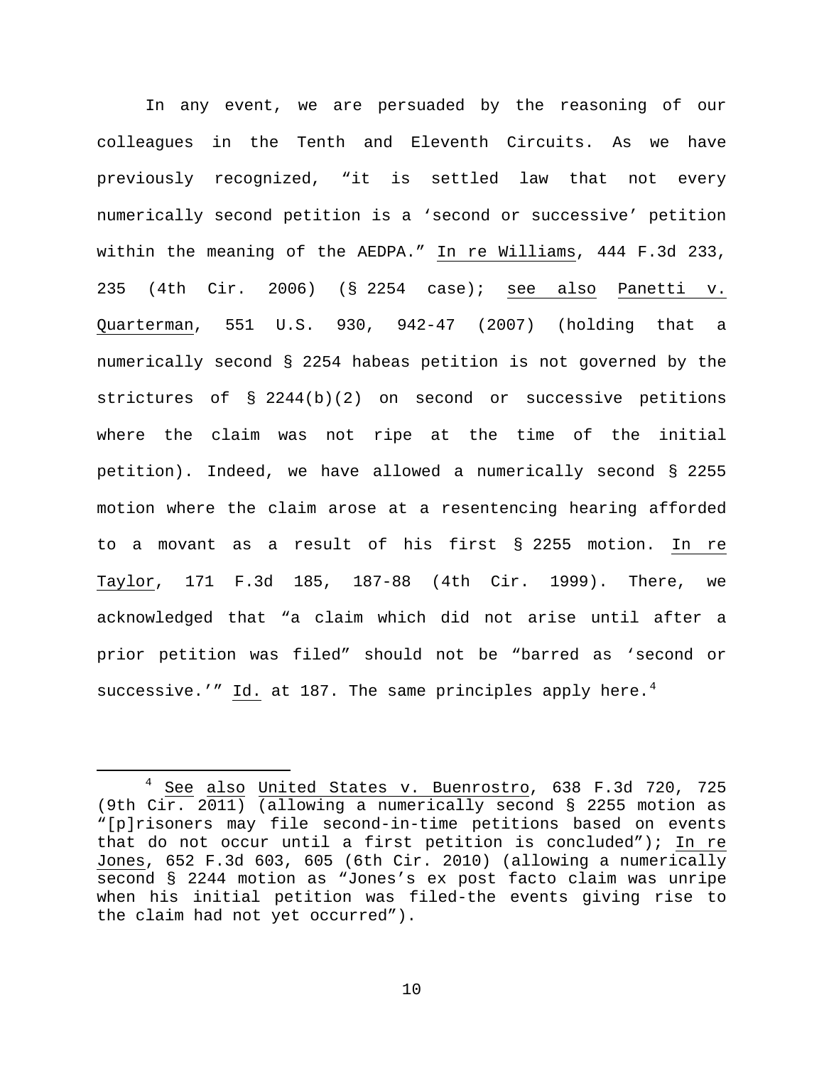In any event, we are persuaded by the reasoning of our colleagues in the Tenth and Eleventh Circuits. As we have previously recognized, "it is settled law that not every numerically second petition is a 'second or successive' petition within the meaning of the AEDPA." In re Williams, 444 F.3d 233, 235 (4th Cir. 2006) (§ 2254 case); see also Panetti v. Quarterman, 551 U.S. 930, 942-47 (2007) (holding that a numerically second § 2254 habeas petition is not governed by the strictures of § 2244(b)(2) on second or successive petitions where the claim was not ripe at the time of the initial petition). Indeed, we have allowed a numerically second § 2255 motion where the claim arose at a resentencing hearing afforded to a movant as a result of his first § 2255 motion. In re Taylor, 171 F.3d 185, 187-88 (4th Cir. 1999). There, we acknowledged that "a claim which did not arise until after a prior petition was filed" should not be "barred as 'second or successive.'" Id. at 187. The same principles apply here.[4]

[4] See also United States v. Buenrostro, 638 F.3d 720, 725 (9th Cir. 2011) (allowing a numerically second § 2255 motion as "[p]risoners may file second-in-time petitions based on events that do not occur until a first petition is concluded"); In re Jones, 652 F.3d 603, 605 (6th Cir. 2010) (allowing a numerically second § 2244 motion as "Jones's ex post facto claim was unripe when his initial petition was filed-the events giving rise to the claim had not yet occurred").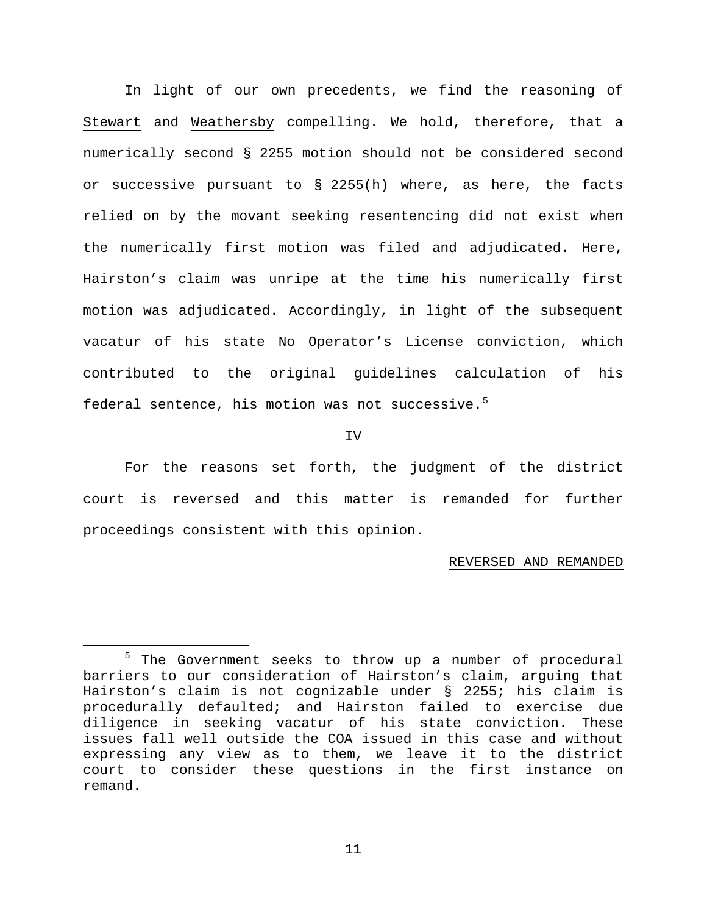In light of our own precedents, we find the reasoning of Stewart and Weathersby compelling. We hold, therefore, that a numerically second § 2255 motion should not be considered second or successive pursuant to § 2255(h) where, as here, the facts relied on by the movant seeking resentencing did not exist when the numerically first motion was filed and adjudicated. Here, Hairston's claim was unripe at the time his numerically first motion was adjudicated. Accordingly, in light of the subsequent vacatur of his state No Operator's License conviction, which contributed to the original guidelines calculation of his federal sentence, his motion was not successive.[5]

## IV

For the reasons set forth, the judgment of the district court is reversed and this matter is remanded for further proceedings consistent with this opinion.

REVERSED AND REMANDED

---

[5] The Government seeks to throw up a number of procedural barriers to our consideration of Hairston's claim, arguing that Hairston's claim is not cognizable under § 2255; his claim is procedurally defaulted; and Hairston failed to exercise due diligence in seeking vacatur of his state conviction. These issues fall well outside the COA issued in this case and without expressing any view as to them, we leave it to the district court to consider these questions in the first instance on remand.